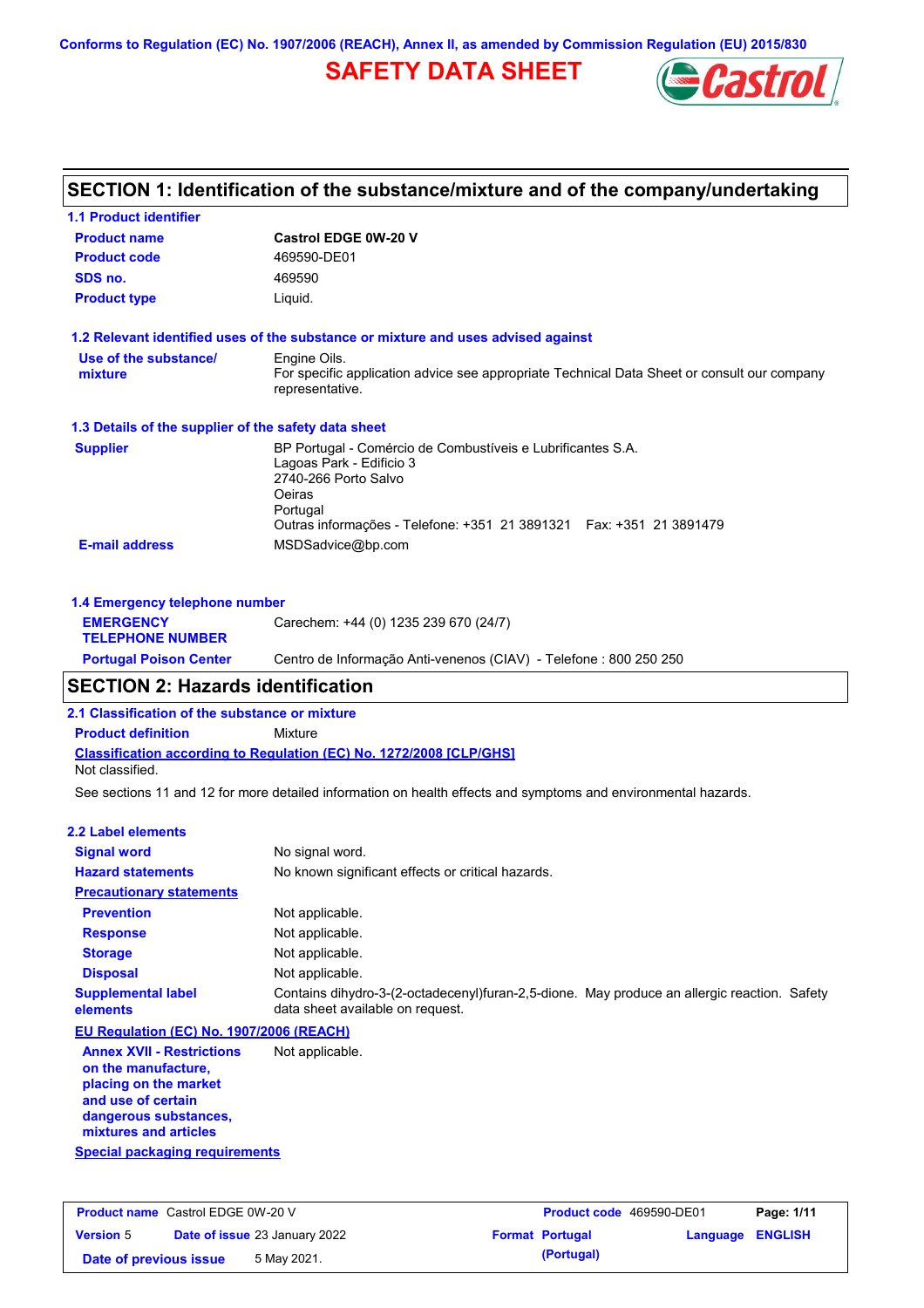Conforms to Regulation (EC) No. 1907/2006 (REACH), Annex II, as amended by Commission Regulation (EU) 2015/830

# SAFETY DATA SHEET

## SECTION 1: Identification of the substance/mixture and of the company/undertaking

### 1.1 Product identifier

| | |
|---|---|
| **Product name** | **Castrol EDGE 0W-20 V** |
| **Product code** | 469590-DE01 |
| **SDS no.** | 469590 |
| **Product type** | Liquid. |

### 1.2 Relevant identified uses of the substance or mixture and uses advised against

| | |
|---|---|
| **Use of the substance/ mixture** | Engine Oils. For specific application advice see appropriate Technical Data Sheet or consult our company representative. |

### 1.3 Details of the supplier of the safety data sheet

| | |
|---|---|
| **Supplier** | BP Portugal - Comércio de Combustíveis e Lubrificantes S.A. Lagoas Park - Edificio 3 2740-266 Porto Salvo Oeiras Portugal Outras informações - Telefone: +351 21 3891321 Fax: +351 21 3891479 |
| **E-mail address** | MSDSadvice@bp.com |

### 1.4 Emergency telephone number

| | |
|---|---|
| **EMERGENCY TELEPHONE NUMBER** | Carechem: +44 (0) 1235 239 670 (24/7) |
| **Portugal Poison Center** | Centro de Informação Anti-venenos (CIAV) - Telefone : 800 250 250 |

## SECTION 2: Hazards identification

### 2.1 Classification of the substance or mixture

**Product definition** Mixture

**Classification according to Regulation (EC) No. 1272/2008 [CLP/GHS]**

Not classified.

See sections 11 and 12 for more detailed information on health effects and symptoms and environmental hazards.

### 2.2 Label elements

| | |
|---|---|
| **Signal word** | No signal word. |
| **Hazard statements** | No known significant effects or critical hazards. |
| **Precautionary statements** | |
| **Prevention** | Not applicable. |
| **Response** | Not applicable. |
| **Storage** | Not applicable. |
| **Disposal** | Not applicable. |
| **Supplemental label elements** | Contains dihydro-3-(2-octadecenyl)furan-2,5-dione. May produce an allergic reaction. Safety data sheet available on request. |

**EU Regulation (EC) No. 1907/2006 (REACH)**

| | |
|---|---|
| **Annex XVII - Restrictions on the manufacture, placing on the market and use of certain dangerous substances, mixtures and articles** | Not applicable. |

**Special packaging requirements**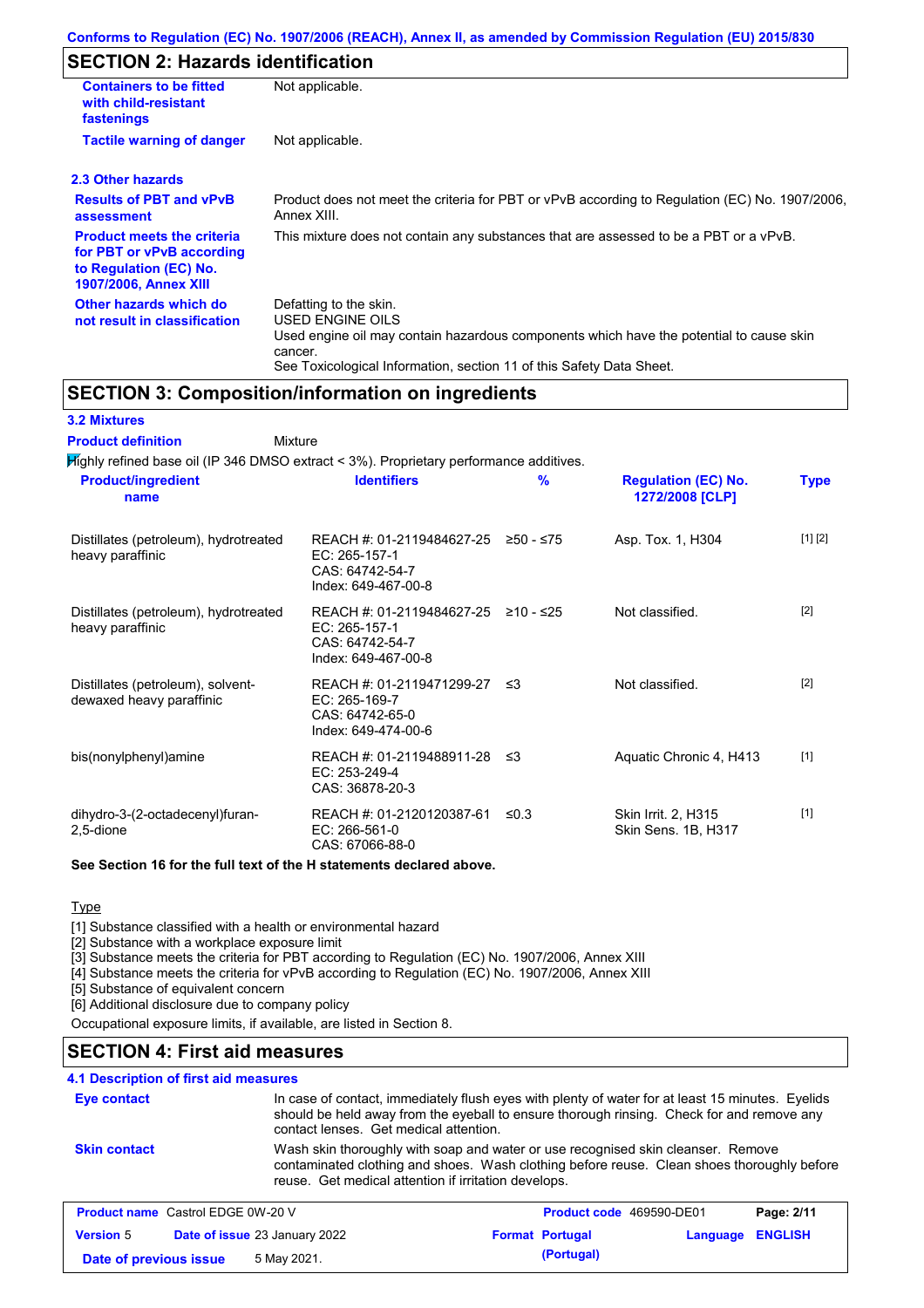## SECTION 2: Hazards identification

| | |
|---|---|
| **Containers to be fitted with child-resistant fastenings** | Not applicable. |
| **Tactile warning of danger** | Not applicable. |

### 2.3 Other hazards

| | |
|---|---|
| **Results of PBT and vPvB assessment** | Product does not meet the criteria for PBT or vPvB according to Regulation (EC) No. 1907/2006, Annex XIII. |
| **Product meets the criteria for PBT or vPvB according to Regulation (EC) No. 1907/2006, Annex XIII** | This mixture does not contain any substances that are assessed to be a PBT or a vPvB. |
| **Other hazards which do not result in classification** | Defatting to the skin.<br>USED ENGINE OILS<br>Used engine oil may contain hazardous components which have the potential to cause skin cancer.<br>See Toxicological Information, section 11 of this Safety Data Sheet. |

## SECTION 3: Composition/information on ingredients

### 3.2 Mixtures

**Product definition** Mixture

Highly refined base oil (IP 346 DMSO extract < 3%). Proprietary performance additives.

| Product/ingredient name | Identifiers | % | Regulation (EC) No. 1272/2008 [CLP] | Type |
|---|---|---|---|---|
| Distillates (petroleum), hydrotreated heavy paraffinic | REACH #: 01-2119484627-25<br>EC: 265-157-1<br>CAS: 64742-54-7<br>Index: 649-467-00-8 | ≥50 - ≤75 | Asp. Tox. 1, H304 | [1] [2] |
| Distillates (petroleum), hydrotreated heavy paraffinic | REACH #: 01-2119484627-25<br>EC: 265-157-1<br>CAS: 64742-54-7<br>Index: 649-467-00-8 | ≥10 - ≤25 | Not classified. | [2] |
| Distillates (petroleum), solvent-dewaxed heavy paraffinic | REACH #: 01-2119471299-27<br>EC: 265-169-7<br>CAS: 64742-65-0<br>Index: 649-474-00-6 | ≤3 | Not classified. | [2] |
| bis(nonylphenyl)amine | REACH #: 01-2119488911-28<br>EC: 253-249-4<br>CAS: 36878-20-3 | ≤3 | Aquatic Chronic 4, H413 | [1] |
| dihydro-3-(2-octadecenyl)furan-2,5-dione | REACH #: 01-2120120387-61<br>EC: 266-561-0<br>CAS: 67066-88-0 | ≤0.3 | Skin Irrit. 2, H315<br>Skin Sens. 1B, H317 | [1] |

**See Section 16 for the full text of the H statements declared above.**

Type

[1] Substance classified with a health or environmental hazard
[2] Substance with a workplace exposure limit
[3] Substance meets the criteria for PBT according to Regulation (EC) No. 1907/2006, Annex XIII
[4] Substance meets the criteria for vPvB according to Regulation (EC) No. 1907/2006, Annex XIII
[5] Substance of equivalent concern
[6] Additional disclosure due to company policy

Occupational exposure limits, if available, are listed in Section 8.

## SECTION 4: First aid measures

### 4.1 Description of first aid measures

| | |
|---|---|
| **Eye contact** | In case of contact, immediately flush eyes with plenty of water for at least 15 minutes. Eyelids should be held away from the eyeball to ensure thorough rinsing. Check for and remove any contact lenses. Get medical attention. |
| **Skin contact** | Wash skin thoroughly with soap and water or use recognised skin cleanser. Remove contaminated clothing and shoes. Wash clothing before reuse. Clean shoes thoroughly before reuse. Get medical attention if irritation develops. |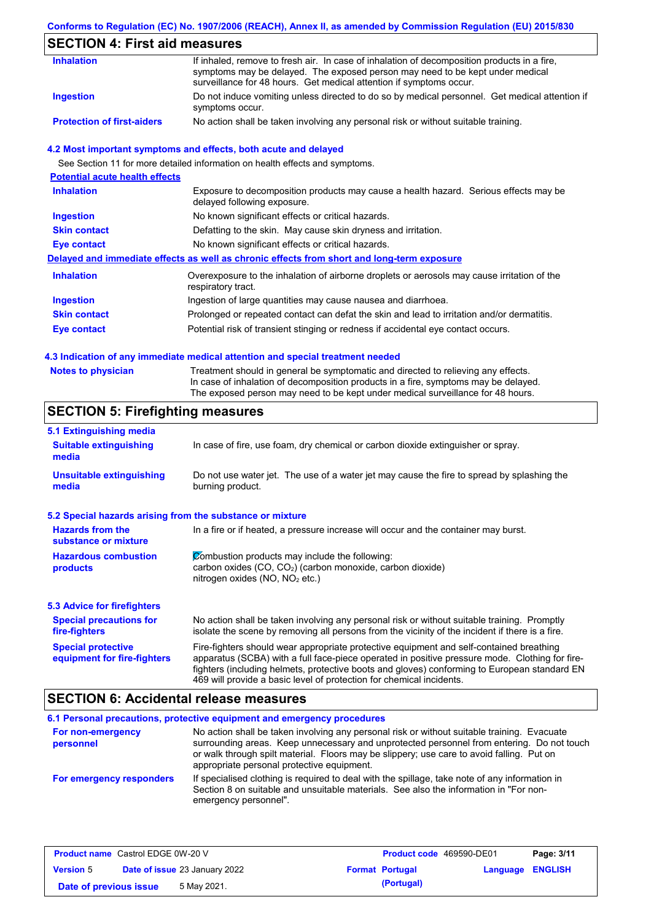Conforms to Regulation (EC) No. 1907/2006 (REACH), Annex II, as amended by Commission Regulation (EU) 2015/830

## SECTION 4: First aid measures

| | |
|---|---|
| **Inhalation** | If inhaled, remove to fresh air. In case of inhalation of decomposition products in a fire, symptoms may be delayed. The exposed person may need to be kept under medical surveillance for 48 hours. Get medical attention if symptoms occur. |
| **Ingestion** | Do not induce vomiting unless directed to do so by medical personnel. Get medical attention if symptoms occur. |
| **Protection of first-aiders** | No action shall be taken involving any personal risk or without suitable training. |

### 4.2 Most important symptoms and effects, both acute and delayed

See Section 11 for more detailed information on health effects and symptoms.

**Potential acute health effects**

| | |
|---|---|
| **Inhalation** | Exposure to decomposition products may cause a health hazard. Serious effects may be delayed following exposure. |
| **Ingestion** | No known significant effects or critical hazards. |
| **Skin contact** | Defatting to the skin. May cause skin dryness and irritation. |
| **Eye contact** | No known significant effects or critical hazards. |

**Delayed and immediate effects as well as chronic effects from short and long-term exposure**

| | |
|---|---|
| **Inhalation** | Overexposure to the inhalation of airborne droplets or aerosols may cause irritation of the respiratory tract. |
| **Ingestion** | Ingestion of large quantities may cause nausea and diarrhoea. |
| **Skin contact** | Prolonged or repeated contact can defat the skin and lead to irritation and/or dermatitis. |
| **Eye contact** | Potential risk of transient stinging or redness if accidental eye contact occurs. |

### 4.3 Indication of any immediate medical attention and special treatment needed

| | |
|---|---|
| **Notes to physician** | Treatment should in general be symptomatic and directed to relieving any effects. In case of inhalation of decomposition products in a fire, symptoms may be delayed. The exposed person may need to be kept under medical surveillance for 48 hours. |

## SECTION 5: Firefighting measures

### 5.1 Extinguishing media

| | |
|---|---|
| **Suitable extinguishing media** | In case of fire, use foam, dry chemical or carbon dioxide extinguisher or spray. |
| **Unsuitable extinguishing media** | Do not use water jet. The use of a water jet may cause the fire to spread by splashing the burning product. |

### 5.2 Special hazards arising from the substance or mixture

| | |
|---|---|
| **Hazards from the substance or mixture** | In a fire or if heated, a pressure increase will occur and the container may burst. |
| **Hazardous combustion products** | Combustion products may include the following: carbon oxides (CO, $CO_2$) (carbon monoxide, carbon dioxide) nitrogen oxides (NO, $NO_2$ etc.) |

### 5.3 Advice for firefighters

| | |
|---|---|
| **Special precautions for fire-fighters** | No action shall be taken involving any personal risk or without suitable training. Promptly isolate the scene by removing all persons from the vicinity of the incident if there is a fire. |
| **Special protective equipment for fire-fighters** | Fire-fighters should wear appropriate protective equipment and self-contained breathing apparatus (SCBA) with a full face-piece operated in positive pressure mode. Clothing for fire-fighters (including helmets, protective boots and gloves) conforming to European standard EN 469 will provide a basic level of protection for chemical incidents. |

## SECTION 6: Accidental release measures

### 6.1 Personal precautions, protective equipment and emergency procedures

| | |
|---|---|
| **For non-emergency personnel** | No action shall be taken involving any personal risk or without suitable training. Evacuate surrounding areas. Keep unnecessary and unprotected personnel from entering. Do not touch or walk through spilt material. Floors may be slippery; use care to avoid falling. Put on appropriate personal protective equipment. |
| **For emergency responders** | If specialised clothing is required to deal with the spillage, take note of any information in Section 8 on suitable and unsuitable materials. See also the information in "For non-emergency personnel". |

| | | | | | |
|---|---|---|---|---|---|
| **Product name** | Castrol EDGE 0W-20 V | **Product code** | 469590-DE01 | | |
| **Version** 5 | **Date of issue** 23 January 2022 | **Format** | **Portugal (Portugal)** | **Language** | **ENGLISH** |
| **Date of previous issue** | 5 May 2021. | | | | |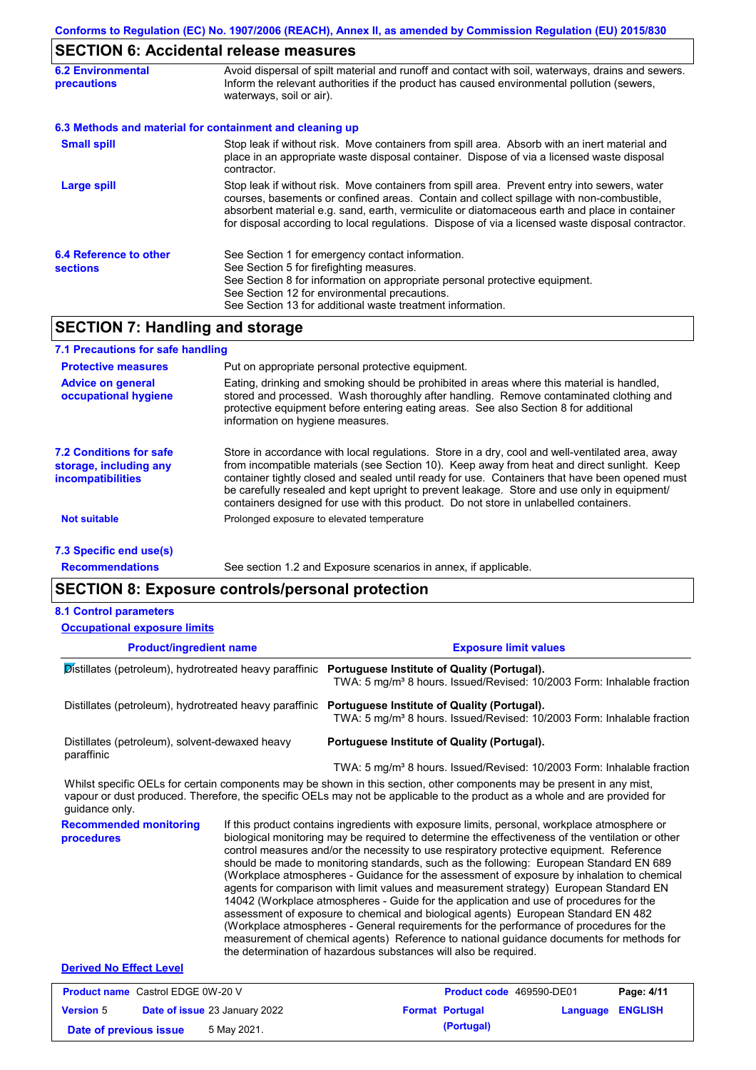## SECTION 6: Accidental release measures

| | |
|---|---|
| **6.2 Environmental precautions** | Avoid dispersal of spilt material and runoff and contact with soil, waterways, drains and sewers. Inform the relevant authorities if the product has caused environmental pollution (sewers, waterways, soil or air). |

**6.3 Methods and material for containment and cleaning up**

| | |
|---|---|
| **Small spill** | Stop leak if without risk. Move containers from spill area. Absorb with an inert material and place in an appropriate waste disposal container. Dispose of via a licensed waste disposal contractor. |
| **Large spill** | Stop leak if without risk. Move containers from spill area. Prevent entry into sewers, water courses, basements or confined areas. Contain and collect spillage with non-combustible, absorbent material e.g. sand, earth, vermiculite or diatomaceous earth and place in container for disposal according to local regulations. Dispose of via a licensed waste disposal contractor. |
| **6.4 Reference to other sections** | See Section 1 for emergency contact information.<br>See Section 5 for firefighting measures.<br>See Section 8 for information on appropriate personal protective equipment.<br>See Section 12 for environmental precautions.<br>See Section 13 for additional waste treatment information. |

## SECTION 7: Handling and storage

**7.1 Precautions for safe handling**

| | |
|---|---|
| **Protective measures** | Put on appropriate personal protective equipment. |
| **Advice on general occupational hygiene** | Eating, drinking and smoking should be prohibited in areas where this material is handled, stored and processed. Wash thoroughly after handling. Remove contaminated clothing and protective equipment before entering eating areas. See also Section 8 for additional information on hygiene measures. |
| **7.2 Conditions for safe storage, including any incompatibilities** | Store in accordance with local regulations. Store in a dry, cool and well-ventilated area, away from incompatible materials (see Section 10). Keep away from heat and direct sunlight. Keep container tightly closed and sealed until ready for use. Containers that have been opened must be carefully resealed and kept upright to prevent leakage. Store and use only in equipment/ containers designed for use with this product. Do not store in unlabelled containers. |
| **Not suitable** | Prolonged exposure to elevated temperature |

**7.3 Specific end use(s)**

| | |
|---|---|
| **Recommendations** | See section 1.2 and Exposure scenarios in annex, if applicable. |

## SECTION 8: Exposure controls/personal protection

**8.1 Control parameters**

**Occupational exposure limits**

| Product/ingredient name | Exposure limit values |
|---|---|
| Distillates (petroleum), hydrotreated heavy paraffinic | **Portuguese Institute of Quality (Portugal).**<br>TWA: 5 mg/m³ 8 hours. Issued/Revised: 10/2003 Form: Inhalable fraction |
| Distillates (petroleum), hydrotreated heavy paraffinic | **Portuguese Institute of Quality (Portugal).**<br>TWA: 5 mg/m³ 8 hours. Issued/Revised: 10/2003 Form: Inhalable fraction |
| Distillates (petroleum), solvent-dewaxed heavy paraffinic | **Portuguese Institute of Quality (Portugal).**<br>TWA: 5 mg/m³ 8 hours. Issued/Revised: 10/2003 Form: Inhalable fraction |

Whilst specific OELs for certain components may be shown in this section, other components may be present in any mist, vapour or dust produced. Therefore, the specific OELs may not be applicable to the product as a whole and are provided for guidance only.

| | |
|---|---|
| **Recommended monitoring procedures** | If this product contains ingredients with exposure limits, personal, workplace atmosphere or biological monitoring may be required to determine the effectiveness of the ventilation or other control measures and/or the necessity to use respiratory protective equipment. Reference should be made to monitoring standards, such as the following: European Standard EN 689 (Workplace atmospheres - Guidance for the assessment of exposure by inhalation to chemical agents for comparison with limit values and measurement strategy) European Standard EN 14042 (Workplace atmospheres - Guide for the application and use of procedures for the assessment of exposure to chemical and biological agents) European Standard EN 482 (Workplace atmospheres - General requirements for the performance of procedures for the measurement of chemical agents) Reference to national guidance documents for methods for the determination of hazardous substances will also be required. |

**Derived No Effect Level**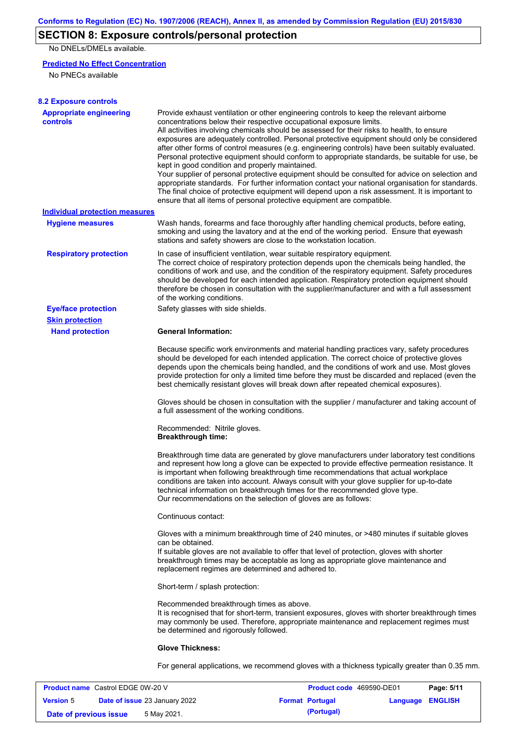## SECTION 8: Exposure controls/personal protection

No DNELs/DMELs available.

**Predicted No Effect Concentration**

No PNECs available

**8.2 Exposure controls**

**Appropriate engineering controls**

Provide exhaust ventilation or other engineering controls to keep the relevant airborne concentrations below their respective occupational exposure limits.
All activities involving chemicals should be assessed for their risks to health, to ensure exposures are adequately controlled. Personal protective equipment should only be considered after other forms of control measures (e.g. engineering controls) have been suitably evaluated. Personal protective equipment should conform to appropriate standards, be suitable for use, be kept in good condition and properly maintained.
Your supplier of personal protective equipment should be consulted for advice on selection and appropriate standards. For further information contact your national organisation for standards. The final choice of protective equipment will depend upon a risk assessment. It is important to ensure that all items of personal protective equipment are compatible.

**Individual protection measures**

**Hygiene measures**

Wash hands, forearms and face thoroughly after handling chemical products, before eating, smoking and using the lavatory and at the end of the working period. Ensure that eyewash stations and safety showers are close to the workstation location.

**Respiratory protection**

In case of insufficient ventilation, wear suitable respiratory equipment.
The correct choice of respiratory protection depends upon the chemicals being handled, the conditions of work and use, and the condition of the respiratory equipment. Safety procedures should be developed for each intended application. Respiratory protection equipment should therefore be chosen in consultation with the supplier/manufacturer and with a full assessment of the working conditions.

**Eye/face protection**

Safety glasses with side shields.

**Skin protection**

**Hand protection**

**General Information:**

Because specific work environments and material handling practices vary, safety procedures should be developed for each intended application. The correct choice of protective gloves depends upon the chemicals being handled, and the conditions of work and use. Most gloves provide protection for only a limited time before they must be discarded and replaced (even the best chemically resistant gloves will break down after repeated chemical exposures).

Gloves should be chosen in consultation with the supplier / manufacturer and taking account of a full assessment of the working conditions.

Recommended: Nitrile gloves.
**Breakthrough time:**

Breakthrough time data are generated by glove manufacturers under laboratory test conditions and represent how long a glove can be expected to provide effective permeation resistance. It is important when following breakthrough time recommendations that actual workplace conditions are taken into account. Always consult with your glove supplier for up-to-date technical information on breakthrough times for the recommended glove type.
Our recommendations on the selection of gloves are as follows:

Continuous contact:

Gloves with a minimum breakthrough time of 240 minutes, or >480 minutes if suitable gloves can be obtained.
If suitable gloves are not available to offer that level of protection, gloves with shorter breakthrough times may be acceptable as long as appropriate glove maintenance and replacement regimes are determined and adhered to.

Short-term / splash protection:

Recommended breakthrough times as above.
It is recognised that for short-term, transient exposures, gloves with shorter breakthrough times may commonly be used. Therefore, appropriate maintenance and replacement regimes must be determined and rigorously followed.

**Glove Thickness:**

For general applications, we recommend gloves with a thickness typically greater than 0.35 mm.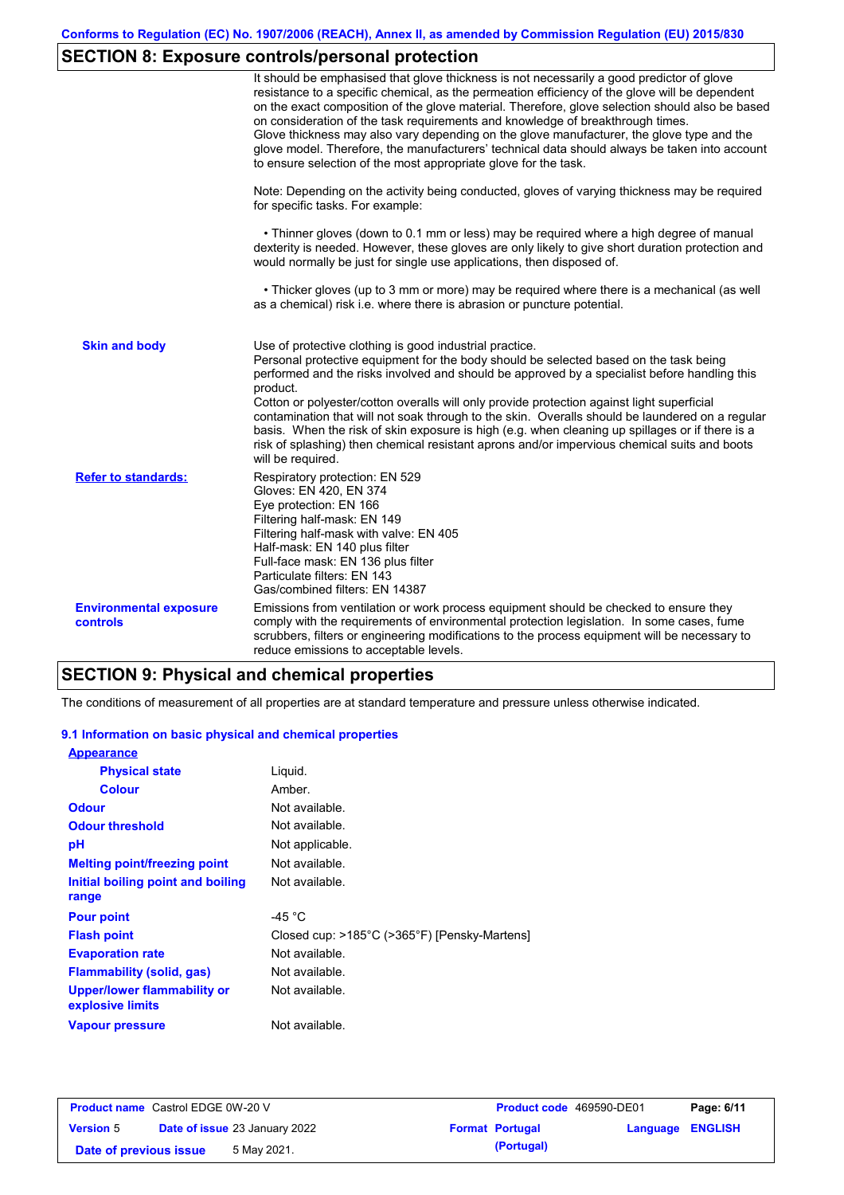## SECTION 8: Exposure controls/personal protection

It should be emphasised that glove thickness is not necessarily a good predictor of glove resistance to a specific chemical, as the permeation efficiency of the glove will be dependent on the exact composition of the glove material. Therefore, glove selection should also be based on consideration of the task requirements and knowledge of breakthrough times.
Glove thickness may also vary depending on the glove manufacturer, the glove type and the glove model. Therefore, the manufacturers' technical data should always be taken into account to ensure selection of the most appropriate glove for the task.

Note: Depending on the activity being conducted, gloves of varying thickness may be required for specific tasks. For example:

• Thinner gloves (down to 0.1 mm or less) may be required where a high degree of manual dexterity is needed. However, these gloves are only likely to give short duration protection and would normally be just for single use applications, then disposed of.

• Thicker gloves (up to 3 mm or more) may be required where there is a mechanical (as well as a chemical) risk i.e. where there is abrasion or puncture potential.

**Skin and body**

Use of protective clothing is good industrial practice.
Personal protective equipment for the body should be selected based on the task being performed and the risks involved and should be approved by a specialist before handling this product.
Cotton or polyester/cotton overalls will only provide protection against light superficial contamination that will not soak through to the skin. Overalls should be laundered on a regular basis. When the risk of skin exposure is high (e.g. when cleaning up spillages or if there is a risk of splashing) then chemical resistant aprons and/or impervious chemical suits and boots will be required.

**Refer to standards:**

Respiratory protection: EN 529
Gloves: EN 420, EN 374
Eye protection: EN 166
Filtering half-mask: EN 149
Filtering half-mask with valve: EN 405
Half-mask: EN 140 plus filter
Full-face mask: EN 136 plus filter
Particulate filters: EN 143
Gas/combined filters: EN 14387

**Environmental exposure controls**

Emissions from ventilation or work process equipment should be checked to ensure they comply with the requirements of environmental protection legislation. In some cases, fume scrubbers, filters or engineering modifications to the process equipment will be necessary to reduce emissions to acceptable levels.

## SECTION 9: Physical and chemical properties

The conditions of measurement of all properties are at standard temperature and pressure unless otherwise indicated.

### 9.1 Information on basic physical and chemical properties

| Property | Value |
|---|---|
| **Appearance** | |
| Physical state | Liquid. |
| Colour | Amber. |
| Odour | Not available. |
| Odour threshold | Not available. |
| pH | Not applicable. |
| Melting point/freezing point | Not available. |
| Initial boiling point and boiling range | Not available. |
| Pour point | -45 °C |
| Flash point | Closed cup: >185°C (>365°F) [Pensky-Martens] |
| Evaporation rate | Not available. |
| Flammability (solid, gas) | Not available. |
| Upper/lower flammability or explosive limits | Not available. |
| Vapour pressure | Not available. |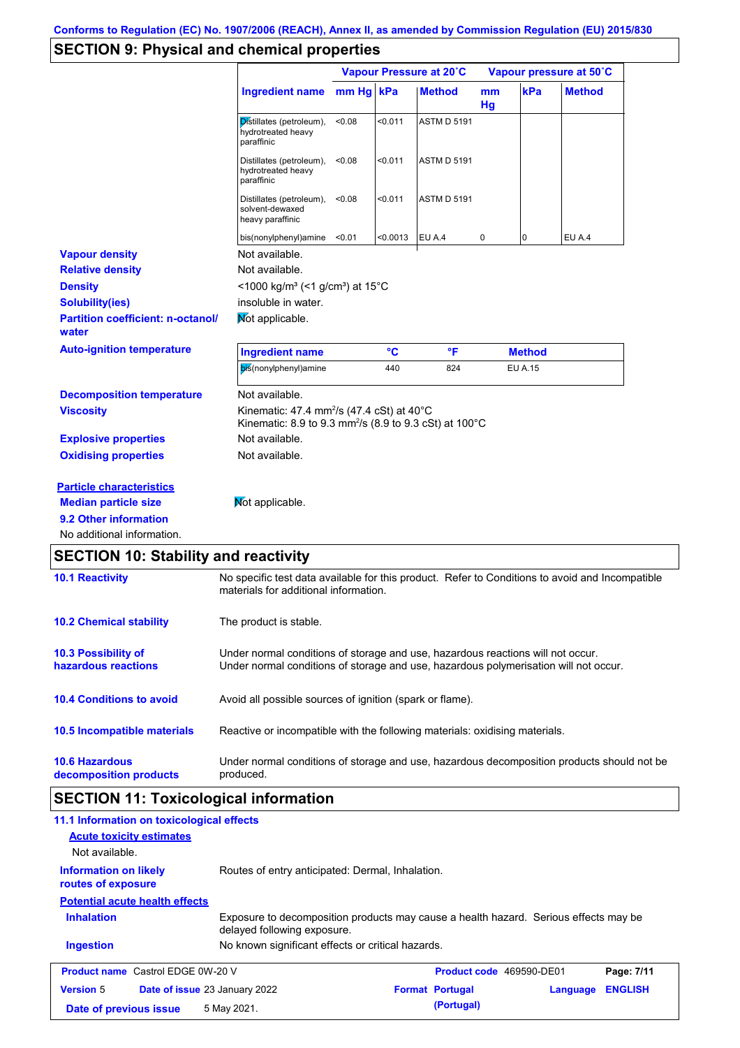Conforms to Regulation (EC) No. 1907/2006 (REACH), Annex II, as amended by Commission Regulation (EU) 2015/830

## SECTION 9: Physical and chemical properties

| | Vapour Pressure at 20˚C | | | Vapour pressure at 50˚C | | |
|---|---|---|---|---|---|---|
| **Ingredient name** | **mm Hg** | **kPa** | **Method** | **mm Hg** | **kPa** | **Method** |
| Distillates (petroleum), hydrotreated heavy paraffinic | <0.08 | <0.011 | ASTM D 5191 | | | |
| Distillates (petroleum), hydrotreated heavy paraffinic | <0.08 | <0.011 | ASTM D 5191 | | | |
| Distillates (petroleum), solvent-dewaxed heavy paraffinic | <0.08 | <0.011 | ASTM D 5191 | | | |
| bis(nonylphenyl)amine | <0.01 | <0.0013 | EU A.4 | 0 | 0 | EU A.4 |

**Vapour density** Not available.

**Relative density** Not available.

**Density** <1000 kg/m³ (<1 g/cm³) at 15°C

**Solubility(ies)** insoluble in water.

**Partition coefficient: n-octanol/water** Not applicable.

**Auto-ignition temperature**

| Ingredient name | °C | °F | Method |
|---|---|---|---|
| bis(nonylphenyl)amine | 440 | 824 | EU A.15 |

**Decomposition temperature** Not available.

**Viscosity** Kinematic: 47.4 mm²/s (47.4 cSt) at 40°C
Kinematic: 8.9 to 9.3 mm²/s (8.9 to 9.3 cSt) at 100°C

**Explosive properties** Not available.

**Oxidising properties** Not available.

**Particle characteristics**

**Median particle size** Not applicable.

**9.2 Other information**

No additional information.

## SECTION 10: Stability and reactivity

**10.1 Reactivity** No specific test data available for this product. Refer to Conditions to avoid and Incompatible materials for additional information.

**10.2 Chemical stability** The product is stable.

**10.3 Possibility of hazardous reactions** Under normal conditions of storage and use, hazardous reactions will not occur.
Under normal conditions of storage and use, hazardous polymerisation will not occur.

**10.4 Conditions to avoid** Avoid all possible sources of ignition (spark or flame).

**10.5 Incompatible materials** Reactive or incompatible with the following materials: oxidising materials.

**10.6 Hazardous decomposition products** Under normal conditions of storage and use, hazardous decomposition products should not be produced.

## SECTION 11: Toxicological information

**11.1 Information on toxicological effects**

**Acute toxicity estimates**

Not available.

**Information on likely routes of exposure** Routes of entry anticipated: Dermal, Inhalation.

**Potential acute health effects**

**Inhalation** Exposure to decomposition products may cause a health hazard. Serious effects may be delayed following exposure.

**Ingestion** No known significant effects or critical hazards.

| **Product name** Castrol EDGE 0W-20 V | **Product code** 469590-DE01 | **Page: 7/11** |
|---|---|---|
| **Version** 5 **Date of issue** 23 January 2022 | **Format** Portugal (Portugal) | **Language** ENGLISH |
| **Date of previous issue** 5 May 2021. | | |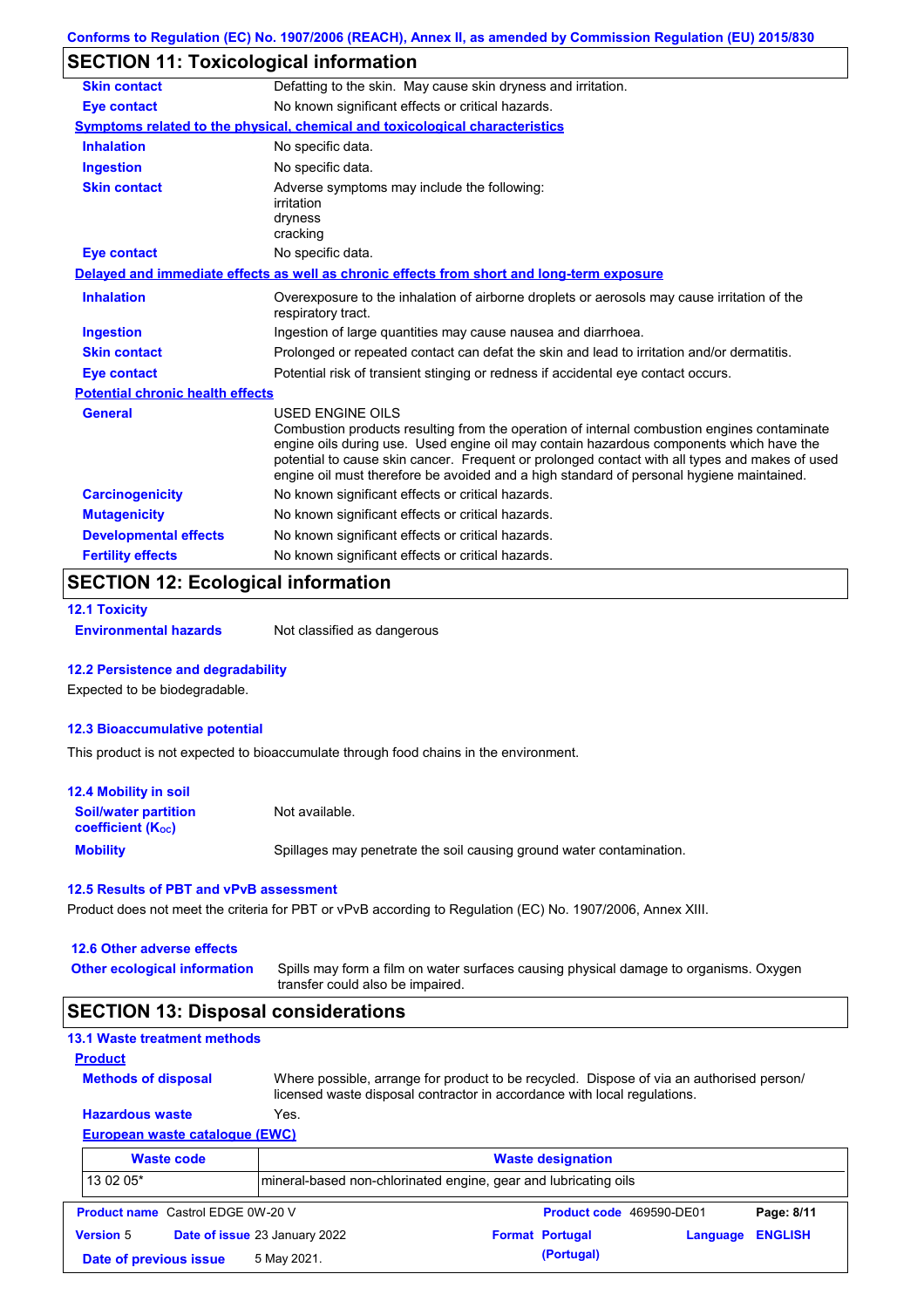## SECTION 11: Toxicological information

**Skin contact** Defatting to the skin. May cause skin dryness and irritation.

**Eye contact** No known significant effects or critical hazards.

**Symptoms related to the physical, chemical and toxicological characteristics**

**Inhalation** No specific data.

**Ingestion** No specific data.

**Skin contact** Adverse symptoms may include the following:
irritation
dryness
cracking

**Eye contact** No specific data.

**Delayed and immediate effects as well as chronic effects from short and long-term exposure**

**Inhalation** Overexposure to the inhalation of airborne droplets or aerosols may cause irritation of the respiratory tract.

**Ingestion** Ingestion of large quantities may cause nausea and diarrhoea.

**Skin contact** Prolonged or repeated contact can defat the skin and lead to irritation and/or dermatitis.

**Eye contact** Potential risk of transient stinging or redness if accidental eye contact occurs.

**Potential chronic health effects**

**General** USED ENGINE OILS
Combustion products resulting from the operation of internal combustion engines contaminate engine oils during use. Used engine oil may contain hazardous components which have the potential to cause skin cancer. Frequent or prolonged contact with all types and makes of used engine oil must therefore be avoided and a high standard of personal hygiene maintained.

**Carcinogenicity** No known significant effects or critical hazards.

**Mutagenicity** No known significant effects or critical hazards.

**Developmental effects** No known significant effects or critical hazards.

**Fertility effects** No known significant effects or critical hazards.

## SECTION 12: Ecological information

### 12.1 Toxicity

**Environmental hazards** Not classified as dangerous

### 12.2 Persistence and degradability

Expected to be biodegradable.

### 12.3 Bioaccumulative potential

This product is not expected to bioaccumulate through food chains in the environment.

### 12.4 Mobility in soil

**Soil/water partition coefficient ($K_{OC}$)** Not available.

**Mobility** Spillages may penetrate the soil causing ground water contamination.

### 12.5 Results of PBT and vPvB assessment

Product does not meet the criteria for PBT or vPvB according to Regulation (EC) No. 1907/2006, Annex XIII.

### 12.6 Other adverse effects

**Other ecological information** Spills may form a film on water surfaces causing physical damage to organisms. Oxygen transfer could also be impaired.

## SECTION 13: Disposal considerations

### 13.1 Waste treatment methods

**Product**

**Methods of disposal** Where possible, arrange for product to be recycled. Dispose of via an authorised person/ licensed waste disposal contractor in accordance with local regulations.

**Hazardous waste** Yes.

**European waste catalogue (EWC)**

| Waste code | Waste designation |
|---|---|
| 13 02 05* | mineral-based non-chlorinated engine, gear and lubricating oils |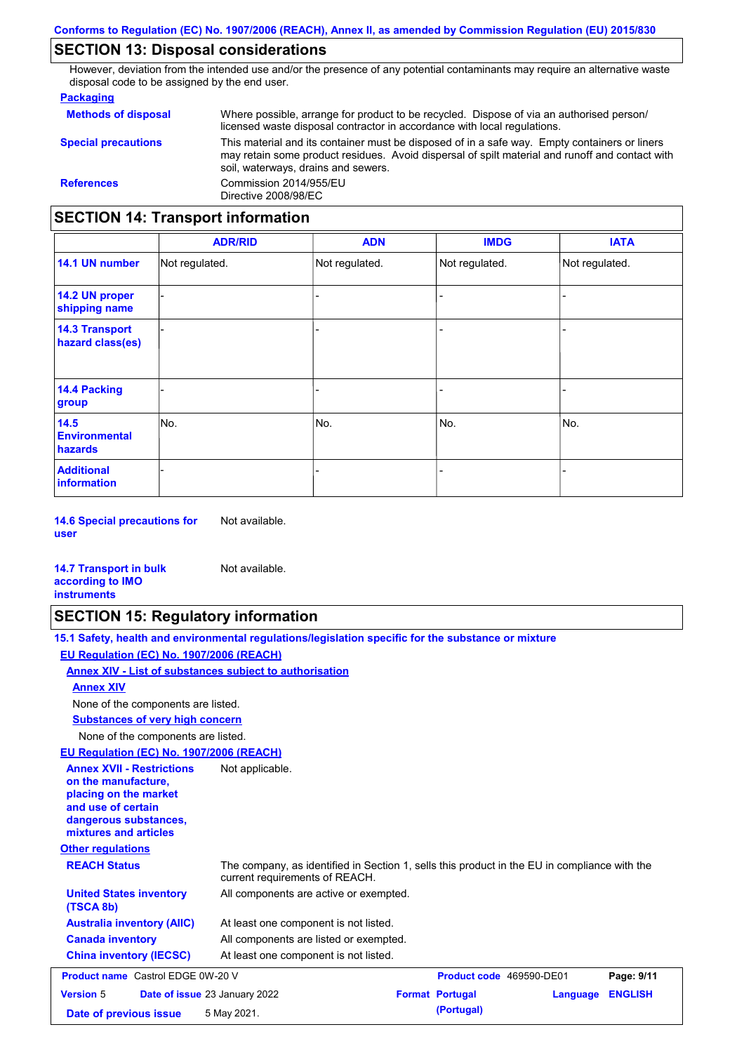## SECTION 13: Disposal considerations

However, deviation from the intended use and/or the presence of any potential contaminants may require an alternative waste disposal code to be assigned by the end user.

**Packaging**

**Methods of disposal**: Where possible, arrange for product to be recycled. Dispose of via an authorised person/ licensed waste disposal contractor in accordance with local regulations.

**Special precautions**: This material and its container must be disposed of in a safe way. Empty containers or liners may retain some product residues. Avoid dispersal of spilt material and runoff and contact with soil, waterways, drains and sewers.

**References**: Commission 2014/955/EU
Directive 2008/98/EC

## SECTION 14: Transport information

| | ADR/RID | ADN | IMDG | IATA |
|---|---|---|---|---|
| **14.1 UN number** | Not regulated. | Not regulated. | Not regulated. | Not regulated. |
| **14.2 UN proper shipping name** | - | - | - | - |
| **14.3 Transport hazard class(es)** | - | - | - | - |
| **14.4 Packing group** | - | - | - | - |
| **14.5 Environmental hazards** | No. | No. | No. | No. |
| **Additional information** | - | - | - | - |

**14.6 Special precautions for user**: Not available.

**14.7 Transport in bulk according to IMO instruments**: Not available.

## SECTION 15: Regulatory information

**15.1 Safety, health and environmental regulations/legislation specific for the substance or mixture**

**EU Regulation (EC) No. 1907/2006 (REACH)**

**Annex XIV - List of substances subject to authorisation**

**Annex XIV**

None of the components are listed.

**Substances of very high concern**

None of the components are listed.

**EU Regulation (EC) No. 1907/2006 (REACH)**

**Annex XVII - Restrictions on the manufacture, placing on the market and use of certain dangerous substances, mixtures and articles**: Not applicable.

**Other regulations**

**REACH Status**: The company, as identified in Section 1, sells this product in the EU in compliance with the current requirements of REACH.

**United States inventory (TSCA 8b)**: All components are active or exempted.

**Australia inventory (AIIC)**: At least one component is not listed.

**Canada inventory**: All components are listed or exempted.

**China inventory (IECSC)**: At least one component is not listed.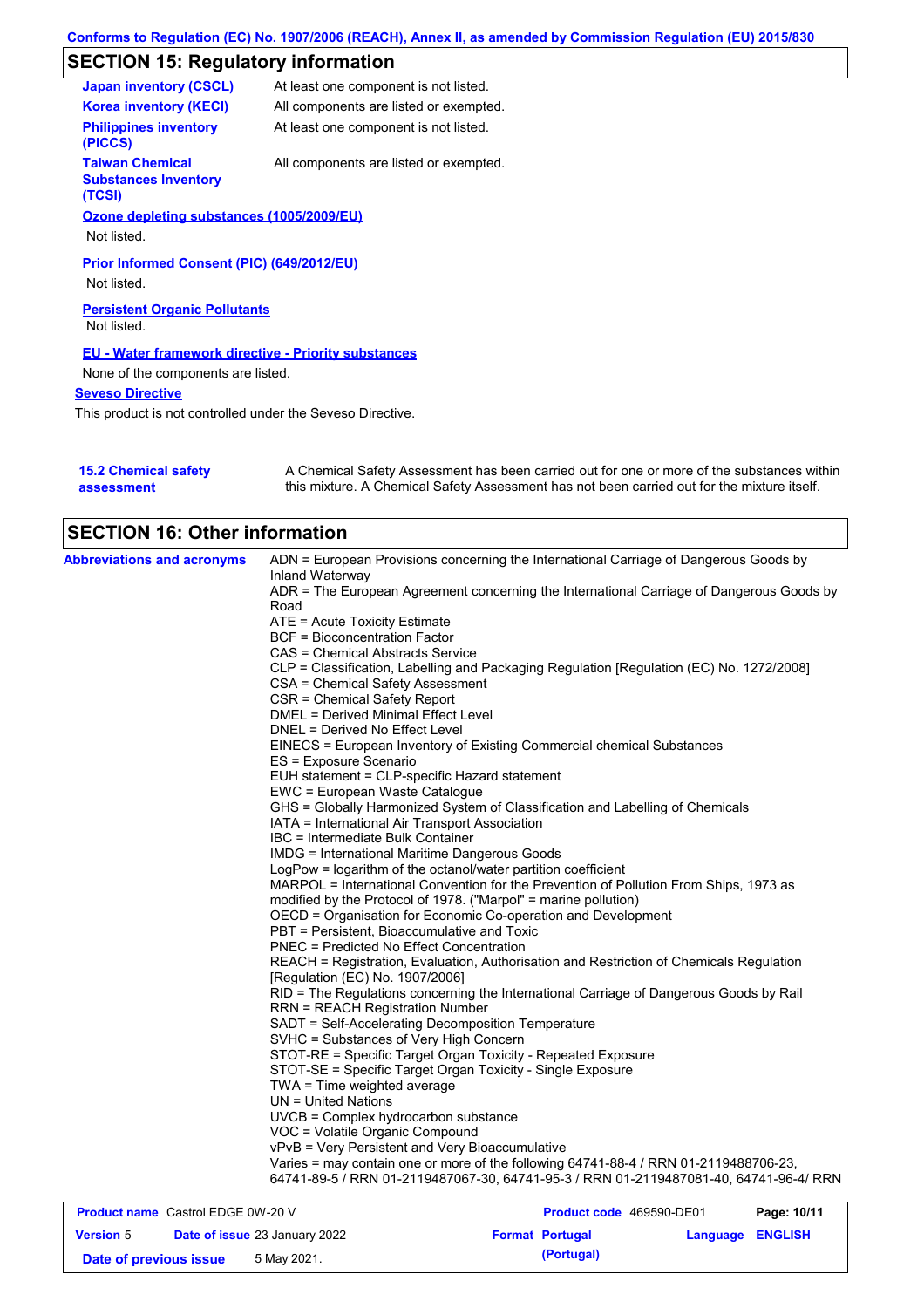## SECTION 15: Regulatory information

| | |
|---|---|
| **Japan inventory (CSCL)** | At least one component is not listed. |
| **Korea inventory (KECI)** | All components are listed or exempted. |
| **Philippines inventory (PICCS)** | At least one component is not listed. |
| **Taiwan Chemical Substances Inventory (TCSI)** | All components are listed or exempted. |

**Ozone depleting substances (1005/2009/EU)**

Not listed.

**Prior Informed Consent (PIC) (649/2012/EU)**

Not listed.

**Persistent Organic Pollutants**

Not listed.

**EU - Water framework directive - Priority substances**

None of the components are listed.

**Seveso Directive**

This product is not controlled under the Seveso Directive.

**15.2 Chemical safety assessment**

A Chemical Safety Assessment has been carried out for one or more of the substances within this mixture. A Chemical Safety Assessment has not been carried out for the mixture itself.

## SECTION 16: Other information

**Abbreviations and acronyms**

ADN = European Provisions concerning the International Carriage of Dangerous Goods by Inland Waterway
ADR = The European Agreement concerning the International Carriage of Dangerous Goods by Road
ATE = Acute Toxicity Estimate
BCF = Bioconcentration Factor
CAS = Chemical Abstracts Service
CLP = Classification, Labelling and Packaging Regulation [Regulation (EC) No. 1272/2008]
CSA = Chemical Safety Assessment
CSR = Chemical Safety Report
DMEL = Derived Minimal Effect Level
DNEL = Derived No Effect Level
EINECS = European Inventory of Existing Commercial chemical Substances
ES = Exposure Scenario
EUH statement = CLP-specific Hazard statement
EWC = European Waste Catalogue
GHS = Globally Harmonized System of Classification and Labelling of Chemicals
IATA = International Air Transport Association
IBC = Intermediate Bulk Container
IMDG = International Maritime Dangerous Goods
LogPow = logarithm of the octanol/water partition coefficient
MARPOL = International Convention for the Prevention of Pollution From Ships, 1973 as modified by the Protocol of 1978. ("Marpol" = marine pollution)
OECD = Organisation for Economic Co-operation and Development
PBT = Persistent, Bioaccumulative and Toxic
PNEC = Predicted No Effect Concentration
REACH = Registration, Evaluation, Authorisation and Restriction of Chemicals Regulation [Regulation (EC) No. 1907/2006]
RID = The Regulations concerning the International Carriage of Dangerous Goods by Rail
RRN = REACH Registration Number
SADT = Self-Accelerating Decomposition Temperature
SVHC = Substances of Very High Concern
STOT-RE = Specific Target Organ Toxicity - Repeated Exposure
STOT-SE = Specific Target Organ Toxicity - Single Exposure
TWA = Time weighted average
UN = United Nations
UVCB = Complex hydrocarbon substance
VOC = Volatile Organic Compound
vPvB = Very Persistent and Very Bioaccumulative
Varies = may contain one or more of the following 64741-88-4 / RRN 01-2119488706-23, 64741-89-5 / RRN 01-2119487067-30, 64741-95-3 / RRN 01-2119487081-40, 64741-96-4/ RRN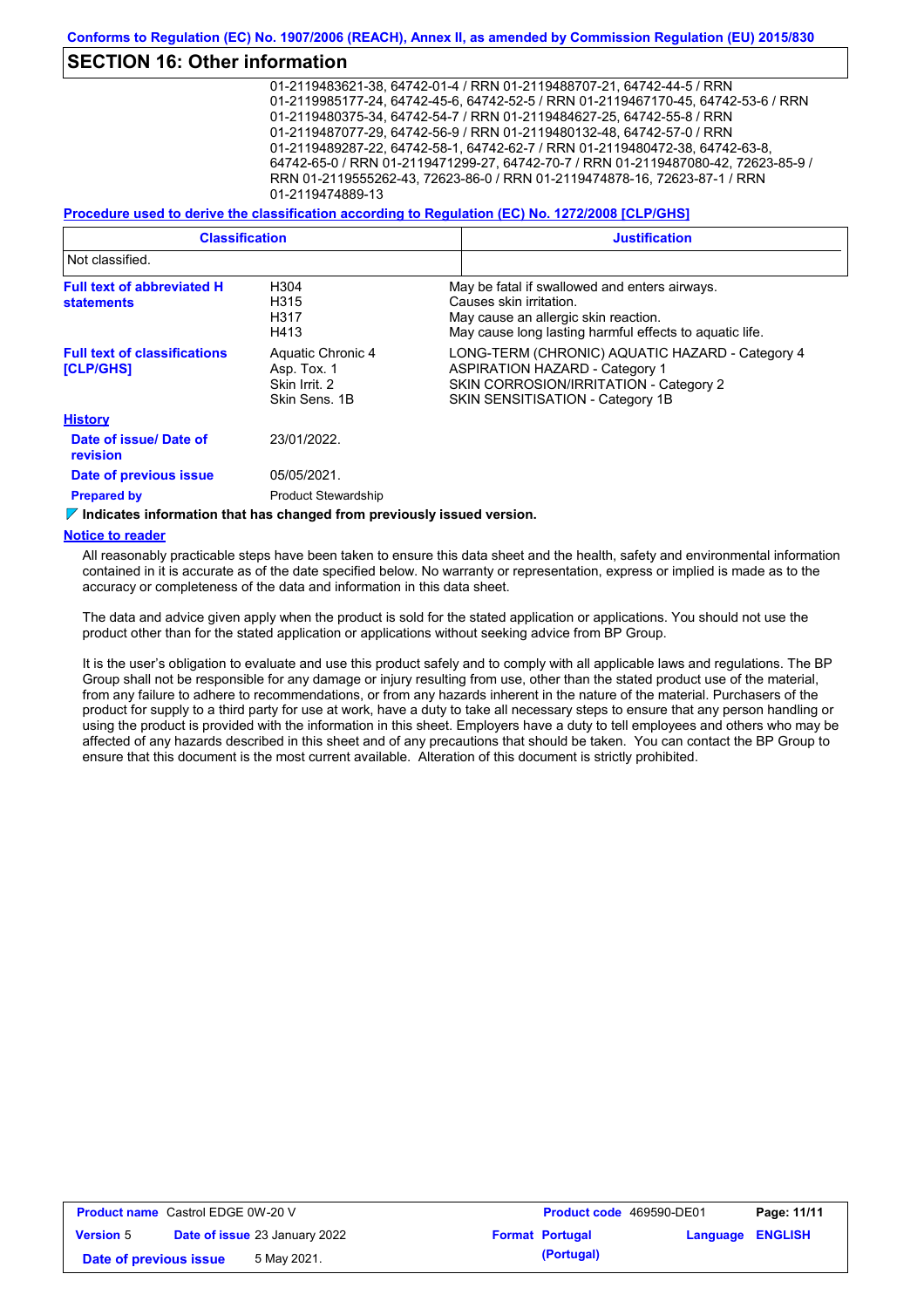## SECTION 16: Other information

01-2119483621-38, 64742-01-4 / RRN 01-2119488707-21, 64742-44-5 / RRN 01-2119985177-24, 64742-45-6, 64742-52-5 / RRN 01-2119467170-45, 64742-53-6 / RRN 01-2119480375-34, 64742-54-7 / RRN 01-2119484627-25, 64742-55-8 / RRN 01-2119487077-29, 64742-56-9 / RRN 01-2119480132-48, 64742-57-0 / RRN 01-2119489287-22, 64742-58-1, 64742-62-7 / RRN 01-2119480472-38, 64742-63-8, 64742-65-0 / RRN 01-2119471299-27, 64742-70-7 / RRN 01-2119487080-42, 72623-85-9 / RRN 01-2119555262-43, 72623-86-0 / RRN 01-2119474878-16, 72623-87-1 / RRN 01-2119474889-13

**Procedure used to derive the classification according to Regulation (EC) No. 1272/2008 [CLP/GHS]**

| Classification | Justification |
|---|---|
| Not classified. | |

**Full text of abbreviated H statements**

| | |
|---|---|
| H304 | May be fatal if swallowed and enters airways. |
| H315 | Causes skin irritation. |
| H317 | May cause an allergic skin reaction. |
| H413 | May cause long lasting harmful effects to aquatic life. |

**Full text of classifications [CLP/GHS]**

| | |
|---|---|
| Aquatic Chronic 4 | LONG-TERM (CHRONIC) AQUATIC HAZARD - Category 4 |
| Asp. Tox. 1 | ASPIRATION HAZARD - Category 1 |
| Skin Irrit. 2 | SKIN CORROSION/IRRITATION - Category 2 |
| Skin Sens. 1B | SKIN SENSITISATION - Category 1B |

**History**

**Date of issue/ Date of revision** 23/01/2022.

**Date of previous issue** 05/05/2021.

**Prepared by** Product Stewardship

**Indicates information that has changed from previously issued version.**

**Notice to reader**

All reasonably practicable steps have been taken to ensure this data sheet and the health, safety and environmental information contained in it is accurate as of the date specified below. No warranty or representation, express or implied is made as to the accuracy or completeness of the data and information in this data sheet.

The data and advice given apply when the product is sold for the stated application or applications. You should not use the product other than for the stated application or applications without seeking advice from BP Group.

It is the user's obligation to evaluate and use this product safely and to comply with all applicable laws and regulations. The BP Group shall not be responsible for any damage or injury resulting from use, other than the stated product use of the material, from any failure to adhere to recommendations, or from any hazards inherent in the nature of the material. Purchasers of the product for supply to a third party for use at work, have a duty to take all necessary steps to ensure that any person handling or using the product is provided with the information in this sheet. Employers have a duty to tell employees and others who may be affected of any hazards described in this sheet and of any precautions that should be taken. You can contact the BP Group to ensure that this document is the most current available. Alteration of this document is strictly prohibited.